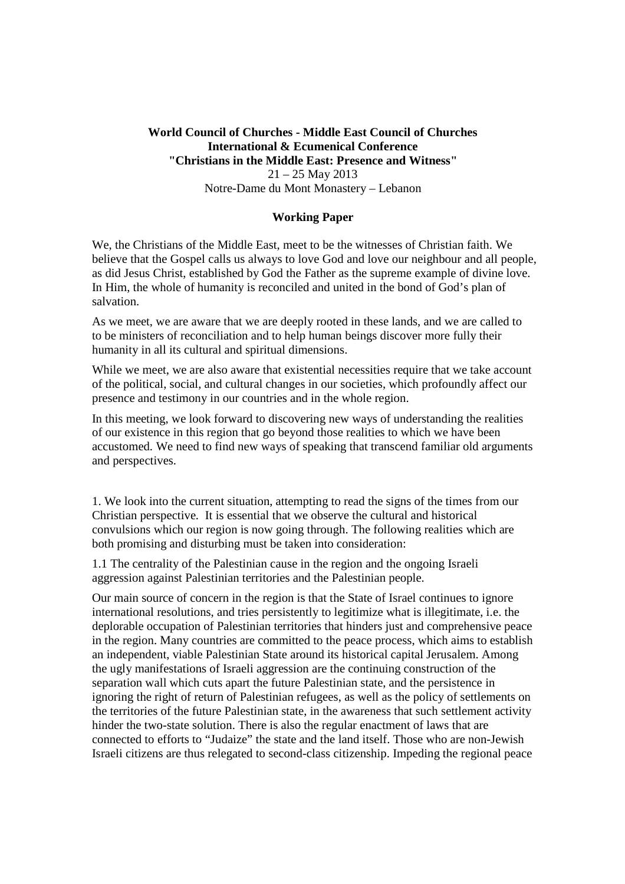**World Council of Churches - Middle East Council of Churches**
**International & Ecumenical Conference**
**"Christians in the Middle East: Presence and Witness"**
21 – 25 May 2013
Notre-Dame du Mont Monastery – Lebanon

**Working Paper**

We, the Christians of the Middle East, meet to be the witnesses of Christian faith. We believe that the Gospel calls us always to love God and love our neighbour and all people, as did Jesus Christ, established by God the Father as the supreme example of divine love. In Him, the whole of humanity is reconciled and united in the bond of God's plan of salvation.

As we meet, we are aware that we are deeply rooted in these lands, and we are called to to be ministers of reconciliation and to help human beings discover more fully their humanity in all its cultural and spiritual dimensions.

While we meet, we are also aware that existential necessities require that we take account of the political, social, and cultural changes in our societies, which profoundly affect our presence and testimony in our countries and in the whole region.

In this meeting, we look forward to discovering new ways of understanding the realities of our existence in this region that go beyond those realities to which we have been accustomed. We need to find new ways of speaking that transcend familiar old arguments and perspectives.

1. We look into the current situation, attempting to read the signs of the times from our Christian perspective. It is essential that we observe the cultural and historical convulsions which our region is now going through. The following realities which are both promising and disturbing must be taken into consideration:

1.1 The centrality of the Palestinian cause in the region and the ongoing Israeli aggression against Palestinian territories and the Palestinian people.

Our main source of concern in the region is that the State of Israel continues to ignore international resolutions, and tries persistently to legitimize what is illegitimate, i.e. the deplorable occupation of Palestinian territories that hinders just and comprehensive peace in the region. Many countries are committed to the peace process, which aims to establish an independent, viable Palestinian State around its historical capital Jerusalem. Among the ugly manifestations of Israeli aggression are the continuing construction of the separation wall which cuts apart the future Palestinian state, and the persistence in ignoring the right of return of Palestinian refugees, as well as the policy of settlements on the territories of the future Palestinian state, in the awareness that such settlement activity hinder the two-state solution. There is also the regular enactment of laws that are connected to efforts to "Judaize" the state and the land itself. Those who are non-Jewish Israeli citizens are thus relegated to second-class citizenship. Impeding the regional peace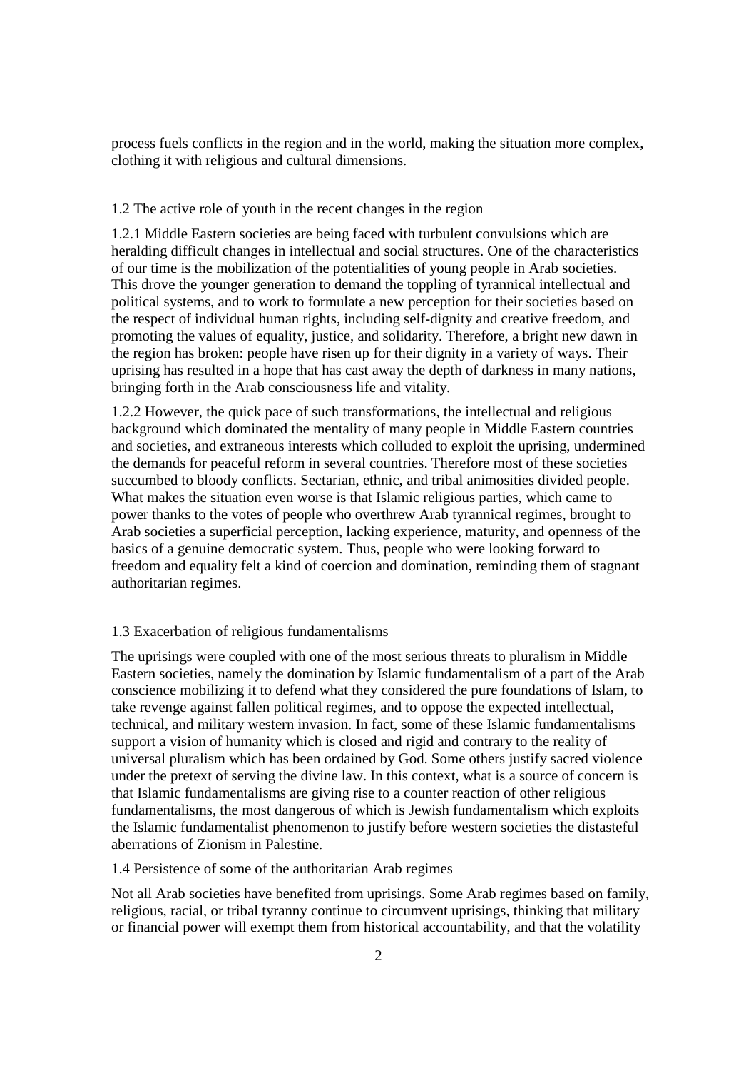process fuels conflicts in the region and in the world, making the situation more complex, clothing it with religious and cultural dimensions.

### 1.2 The active role of youth in the recent changes in the region

1.2.1 Middle Eastern societies are being faced with turbulent convulsions which are heralding difficult changes in intellectual and social structures. One of the characteristics of our time is the mobilization of the potentialities of young people in Arab societies. This drove the younger generation to demand the toppling of tyrannical intellectual and political systems, and to work to formulate a new perception for their societies based on the respect of individual human rights, including self-dignity and creative freedom, and promoting the values of equality, justice, and solidarity. Therefore, a bright new dawn in the region has broken: people have risen up for their dignity in a variety of ways. Their uprising has resulted in a hope that has cast away the depth of darkness in many nations, bringing forth in the Arab consciousness life and vitality.

1.2.2 However, the quick pace of such transformations, the intellectual and religious background which dominated the mentality of many people in Middle Eastern countries and societies, and extraneous interests which colluded to exploit the uprising, undermined the demands for peaceful reform in several countries. Therefore most of these societies succumbed to bloody conflicts. Sectarian, ethnic, and tribal animosities divided people. What makes the situation even worse is that Islamic religious parties, which came to power thanks to the votes of people who overthrew Arab tyrannical regimes, brought to Arab societies a superficial perception, lacking experience, maturity, and openness of the basics of a genuine democratic system. Thus, people who were looking forward to freedom and equality felt a kind of coercion and domination, reminding them of stagnant authoritarian regimes.

### 1.3 Exacerbation of religious fundamentalisms

The uprisings were coupled with one of the most serious threats to pluralism in Middle Eastern societies, namely the domination by Islamic fundamentalism of a part of the Arab conscience mobilizing it to defend what they considered the pure foundations of Islam, to take revenge against fallen political regimes, and to oppose the expected intellectual, technical, and military western invasion. In fact, some of these Islamic fundamentalisms support a vision of humanity which is closed and rigid and contrary to the reality of universal pluralism which has been ordained by God. Some others justify sacred violence under the pretext of serving the divine law. In this context, what is a source of concern is that Islamic fundamentalisms are giving rise to a counter reaction of other religious fundamentalisms, the most dangerous of which is Jewish fundamentalism which exploits the Islamic fundamentalist phenomenon to justify before western societies the distasteful aberrations of Zionism in Palestine.

### 1.4 Persistence of some of the authoritarian Arab regimes

Not all Arab societies have benefited from uprisings. Some Arab regimes based on family, religious, racial, or tribal tyranny continue to circumvent uprisings, thinking that military or financial power will exempt them from historical accountability, and that the volatility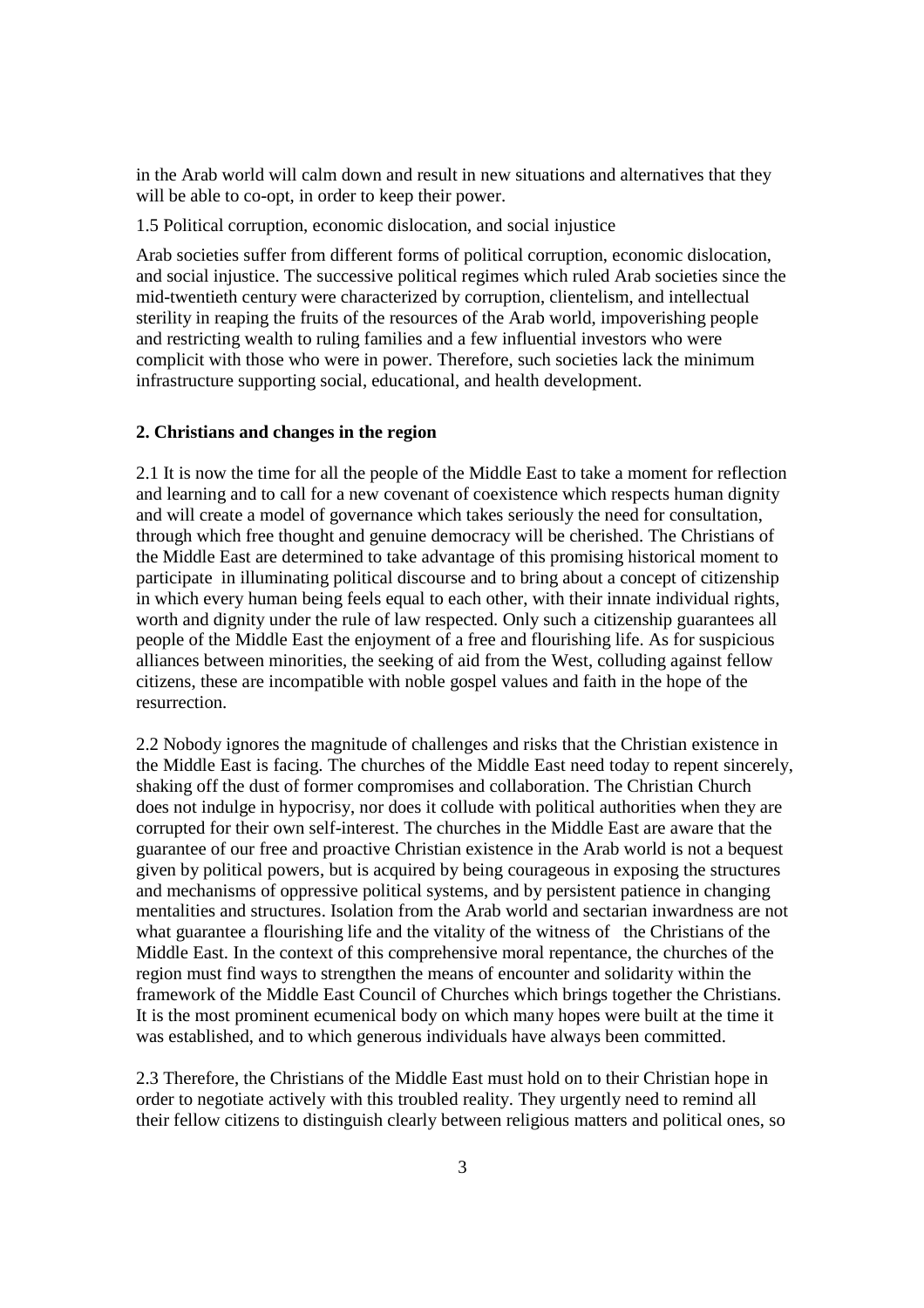in the Arab world will calm down and result in new situations and alternatives that they will be able to co-opt, in order to keep their power.

1.5 Political corruption, economic dislocation, and social injustice

Arab societies suffer from different forms of political corruption, economic dislocation, and social injustice. The successive political regimes which ruled Arab societies since the mid-twentieth century were characterized by corruption, clientelism, and intellectual sterility in reaping the fruits of the resources of the Arab world, impoverishing people and restricting wealth to ruling families and a few influential investors who were complicit with those who were in power. Therefore, such societies lack the minimum infrastructure supporting social, educational, and health development.

## 2. Christians and changes in the region

2.1 It is now the time for all the people of the Middle East to take a moment for reflection and learning and to call for a new covenant of coexistence which respects human dignity and will create a model of governance which takes seriously the need for consultation, through which free thought and genuine democracy will be cherished. The Christians of the Middle East are determined to take advantage of this promising historical moment to participate in illuminating political discourse and to bring about a concept of citizenship in which every human being feels equal to each other, with their innate individual rights, worth and dignity under the rule of law respected. Only such a citizenship guarantees all people of the Middle East the enjoyment of a free and flourishing life. As for suspicious alliances between minorities, the seeking of aid from the West, colluding against fellow citizens, these are incompatible with noble gospel values and faith in the hope of the resurrection.

2.2 Nobody ignores the magnitude of challenges and risks that the Christian existence in the Middle East is facing. The churches of the Middle East need today to repent sincerely, shaking off the dust of former compromises and collaboration. The Christian Church does not indulge in hypocrisy, nor does it collude with political authorities when they are corrupted for their own self-interest. The churches in the Middle East are aware that the guarantee of our free and proactive Christian existence in the Arab world is not a bequest given by political powers, but is acquired by being courageous in exposing the structures and mechanisms of oppressive political systems, and by persistent patience in changing mentalities and structures. Isolation from the Arab world and sectarian inwardness are not what guarantee a flourishing life and the vitality of the witness of the Christians of the Middle East. In the context of this comprehensive moral repentance, the churches of the region must find ways to strengthen the means of encounter and solidarity within the framework of the Middle East Council of Churches which brings together the Christians. It is the most prominent ecumenical body on which many hopes were built at the time it was established, and to which generous individuals have always been committed.

2.3 Therefore, the Christians of the Middle East must hold on to their Christian hope in order to negotiate actively with this troubled reality. They urgently need to remind all their fellow citizens to distinguish clearly between religious matters and political ones, so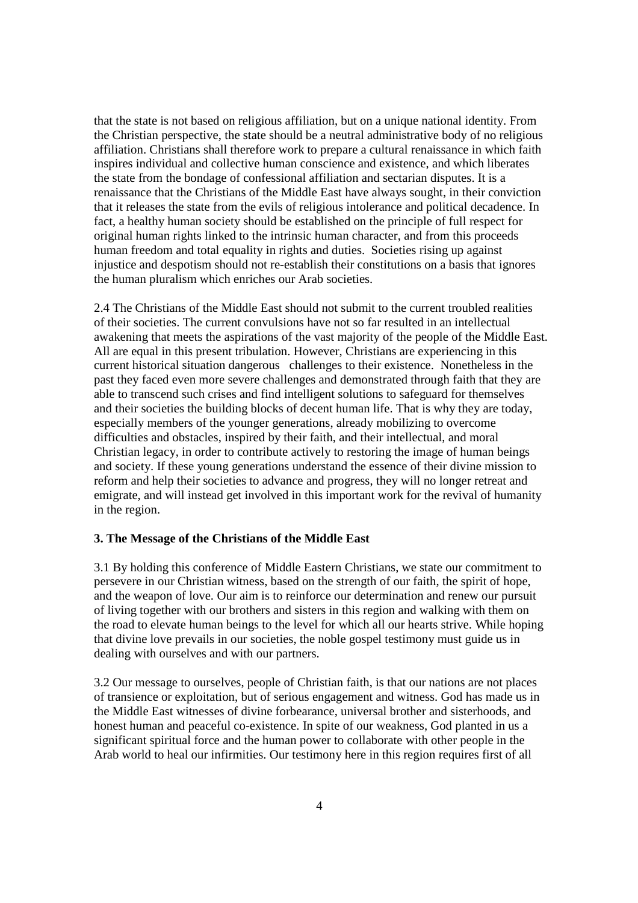that the state is not based on religious affiliation, but on a unique national identity. From the Christian perspective, the state should be a neutral administrative body of no religious affiliation. Christians shall therefore work to prepare a cultural renaissance in which faith inspires individual and collective human conscience and existence, and which liberates the state from the bondage of confessional affiliation and sectarian disputes. It is a renaissance that the Christians of the Middle East have always sought, in their conviction that it releases the state from the evils of religious intolerance and political decadence. In fact, a healthy human society should be established on the principle of full respect for original human rights linked to the intrinsic human character, and from this proceeds human freedom and total equality in rights and duties. Societies rising up against injustice and despotism should not re-establish their constitutions on a basis that ignores the human pluralism which enriches our Arab societies.

2.4 The Christians of the Middle East should not submit to the current troubled realities of their societies. The current convulsions have not so far resulted in an intellectual awakening that meets the aspirations of the vast majority of the people of the Middle East. All are equal in this present tribulation. However, Christians are experiencing in this current historical situation dangerous challenges to their existence. Nonetheless in the past they faced even more severe challenges and demonstrated through faith that they are able to transcend such crises and find intelligent solutions to safeguard for themselves and their societies the building blocks of decent human life. That is why they are today, especially members of the younger generations, already mobilizing to overcome difficulties and obstacles, inspired by their faith, and their intellectual, and moral Christian legacy, in order to contribute actively to restoring the image of human beings and society. If these young generations understand the essence of their divine mission to reform and help their societies to advance and progress, they will no longer retreat and emigrate, and will instead get involved in this important work for the revival of humanity in the region.

### 3. The Message of the Christians of the Middle East

3.1 By holding this conference of Middle Eastern Christians, we state our commitment to persevere in our Christian witness, based on the strength of our faith, the spirit of hope, and the weapon of love. Our aim is to reinforce our determination and renew our pursuit of living together with our brothers and sisters in this region and walking with them on the road to elevate human beings to the level for which all our hearts strive. While hoping that divine love prevails in our societies, the noble gospel testimony must guide us in dealing with ourselves and with our partners.

3.2 Our message to ourselves, people of Christian faith, is that our nations are not places of transience or exploitation, but of serious engagement and witness. God has made us in the Middle East witnesses of divine forbearance, universal brother and sisterhoods, and honest human and peaceful co-existence. In spite of our weakness, God planted in us a significant spiritual force and the human power to collaborate with other people in the Arab world to heal our infirmities. Our testimony here in this region requires first of all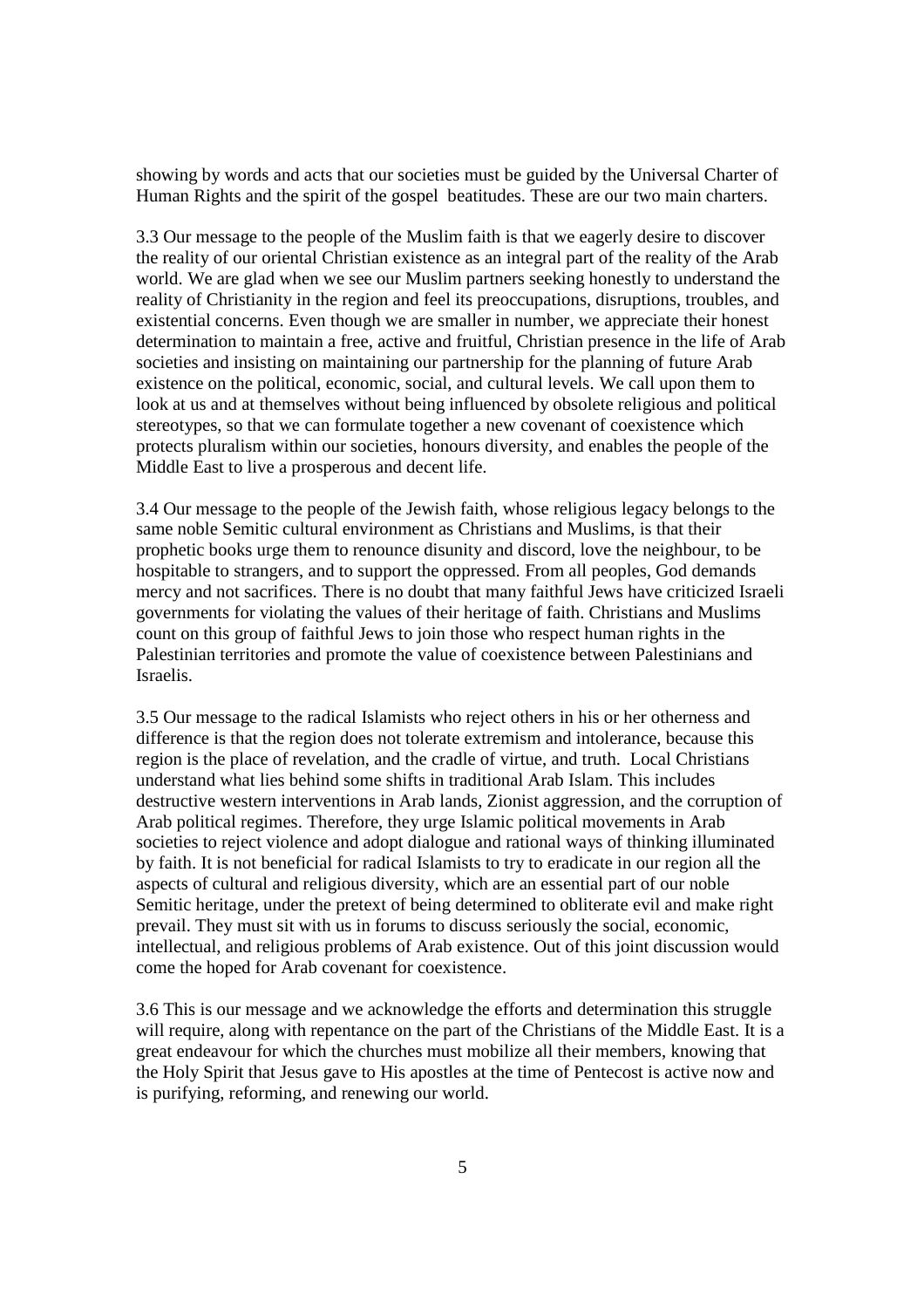showing by words and acts that our societies must be guided by the Universal Charter of Human Rights and the spirit of the gospel beatitudes. These are our two main charters.

3.3 Our message to the people of the Muslim faith is that we eagerly desire to discover the reality of our oriental Christian existence as an integral part of the reality of the Arab world. We are glad when we see our Muslim partners seeking honestly to understand the reality of Christianity in the region and feel its preoccupations, disruptions, troubles, and existential concerns. Even though we are smaller in number, we appreciate their honest determination to maintain a free, active and fruitful, Christian presence in the life of Arab societies and insisting on maintaining our partnership for the planning of future Arab existence on the political, economic, social, and cultural levels. We call upon them to look at us and at themselves without being influenced by obsolete religious and political stereotypes, so that we can formulate together a new covenant of coexistence which protects pluralism within our societies, honours diversity, and enables the people of the Middle East to live a prosperous and decent life.

3.4 Our message to the people of the Jewish faith, whose religious legacy belongs to the same noble Semitic cultural environment as Christians and Muslims, is that their prophetic books urge them to renounce disunity and discord, love the neighbour, to be hospitable to strangers, and to support the oppressed. From all peoples, God demands mercy and not sacrifices. There is no doubt that many faithful Jews have criticized Israeli governments for violating the values of their heritage of faith. Christians and Muslims count on this group of faithful Jews to join those who respect human rights in the Palestinian territories and promote the value of coexistence between Palestinians and Israelis.

3.5 Our message to the radical Islamists who reject others in his or her otherness and difference is that the region does not tolerate extremism and intolerance, because this region is the place of revelation, and the cradle of virtue, and truth. Local Christians understand what lies behind some shifts in traditional Arab Islam. This includes destructive western interventions in Arab lands, Zionist aggression, and the corruption of Arab political regimes. Therefore, they urge Islamic political movements in Arab societies to reject violence and adopt dialogue and rational ways of thinking illuminated by faith. It is not beneficial for radical Islamists to try to eradicate in our region all the aspects of cultural and religious diversity, which are an essential part of our noble Semitic heritage, under the pretext of being determined to obliterate evil and make right prevail. They must sit with us in forums to discuss seriously the social, economic, intellectual, and religious problems of Arab existence. Out of this joint discussion would come the hoped for Arab covenant for coexistence.

3.6 This is our message and we acknowledge the efforts and determination this struggle will require, along with repentance on the part of the Christians of the Middle East. It is a great endeavour for which the churches must mobilize all their members, knowing that the Holy Spirit that Jesus gave to His apostles at the time of Pentecost is active now and is purifying, reforming, and renewing our world.